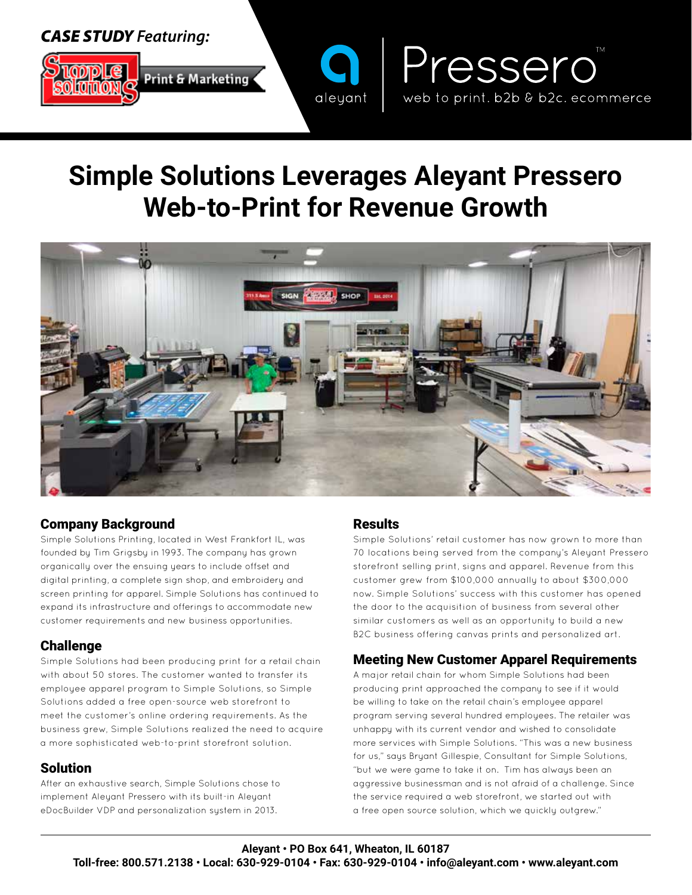***CASE STUDY** Featuring:*

Print & Marketing

aleyant | Pressero™
web to print. b2b & b2c. ecommerce

# Simple Solutions Leverages Aleyant Pressero Web-to-Print for Revenue Growth

## Company Background

Simple Solutions Printing, located in West Frankfort IL, was founded by Tim Grigsby in 1993. The company has grown organically over the ensuing years to include offset and digital printing, a complete sign shop, and embroidery and screen printing for apparel. Simple Solutions has continued to expand its infrastructure and offerings to accommodate new customer requirements and new business opportunities.

## Challenge

Simple Solutions had been producing print for a retail chain with about 50 stores. The customer wanted to transfer its employee apparel program to Simple Solutions, so Simple Solutions added a free open-source web storefront to meet the customer's online ordering requirements. As the business grew, Simple Solutions realized the need to acquire a more sophisticated web-to-print storefront solution.

## Solution

After an exhaustive search, Simple Solutions chose to implement Aleyant Pressero with its built-in Aleyant eDocBuilder VDP and personalization system in 2013.

## Results

Simple Solutions' retail customer has now grown to more than 70 locations being served from the company's Aleyant Pressero storefront selling print, signs and apparel. Revenue from this customer grew from $100,000 annually to about $300,000 now. Simple Solutions' success with this customer has opened the door to the acquisition of business from several other similar customers as well as an opportunity to build a new B2C business offering canvas prints and personalized art.

## Meeting New Customer Apparel Requirements

A major retail chain for whom Simple Solutions had been producing print approached the company to see if it would be willing to take on the retail chain's employee apparel program serving several hundred employees. The retailer was unhappy with its current vendor and wished to consolidate more services with Simple Solutions. "This was a new business for us," says Bryant Gillespie, Consultant for Simple Solutions, "but we were game to take it on. Tim has always been an aggressive businessman and is not afraid of a challenge. Since the service required a web storefront, we started out with a free open source solution, which we quickly outgrew."

**Aleyant • PO Box 641, Wheaton, IL 60187**
**Toll-free: 800.571.2138 • Local: 630-929-0104 • Fax: 630-929-0104 • info@aleyant.com • www.aleyant.com**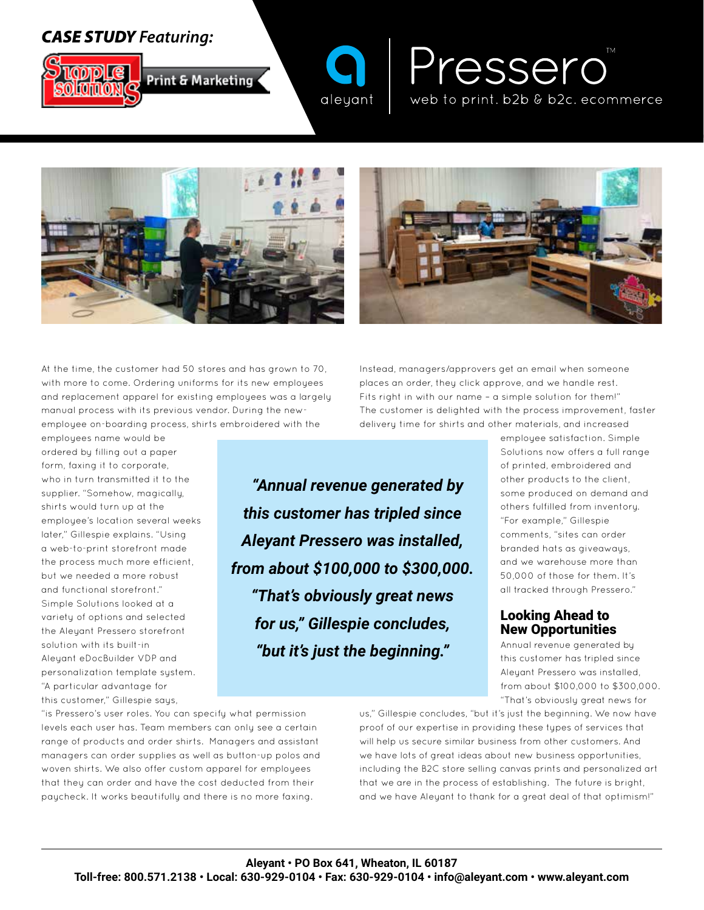**CASE STUDY** *Featuring:*

Simple Solutions Print & Marketing

aleyant | Pressero™ web to print. b2b & b2c. ecommerce

At the time, the customer had 50 stores and has grown to 70, with more to come. Ordering uniforms for its new employees and replacement apparel for existing employees was a largely manual process with its previous vendor. During the new-employee on-boarding process, shirts embroidered with the employees name would be ordered by filling out a paper form, faxing it to corporate, who in turn transmitted it to the supplier. "Somehow, magically, shirts would turn up at the employee's location several weeks later," Gillespie explains. "Using a web-to-print storefront made the process much more efficient, but we needed a more robust and functional storefront." Simple Solutions looked at a variety of options and selected the Aleyant Pressero storefront solution with its built-in Aleyant eDocBuilder VDP and personalization template system. "A particular advantage for this customer," Gillespie says, "is Pressero's user roles. You can specify what permission levels each user has. Team members can only see a certain range of products and order shirts. Managers and assistant managers can order supplies as well as button-up polos and woven shirts. We also offer custom apparel for employees that they can order and have the cost deducted from their paycheck. It works beautifully and there is no more faxing. Instead, managers/approvers get an email when someone places an order, they click approve, and we handle rest. Fits right in with our name – a simple solution for them!" The customer is delighted with the process improvement, faster delivery time for shirts and other materials, and increased employee satisfaction. Simple Solutions now offers a full range of printed, embroidered and other products to the client, some produced on demand and others fulfilled from inventory. "For example," Gillespie comments, "sites can order branded hats as giveaways, and we warehouse more than 50,000 of those for them. It's all tracked through Pressero."

> ***"Annual revenue generated by this customer has tripled since Aleyant Pressero was installed, from about $100,000 to $300,000. "That's obviously great news for us," Gillespie concludes, "but it's just the beginning."***

## Looking Ahead to New Opportunities

Annual revenue generated by this customer has tripled since Aleyant Pressero was installed, from about $100,000 to $300,000. "That's obviously great news for us," Gillespie concludes, "but it's just the beginning. We now have proof of our expertise in providing these types of services that will help us secure similar business from other customers. And we have lots of great ideas about new business opportunities, including the B2C store selling canvas prints and personalized art that we are in the process of establishing. The future is bright, and we have Aleyant to thank for a great deal of that optimism!"

**Aleyant • PO Box 641, Wheaton, IL 60187**
**Toll-free: 800.571.2138 • Local: 630-929-0104 • Fax: 630-929-0104 • info@aleyant.com • www.aleyant.com**